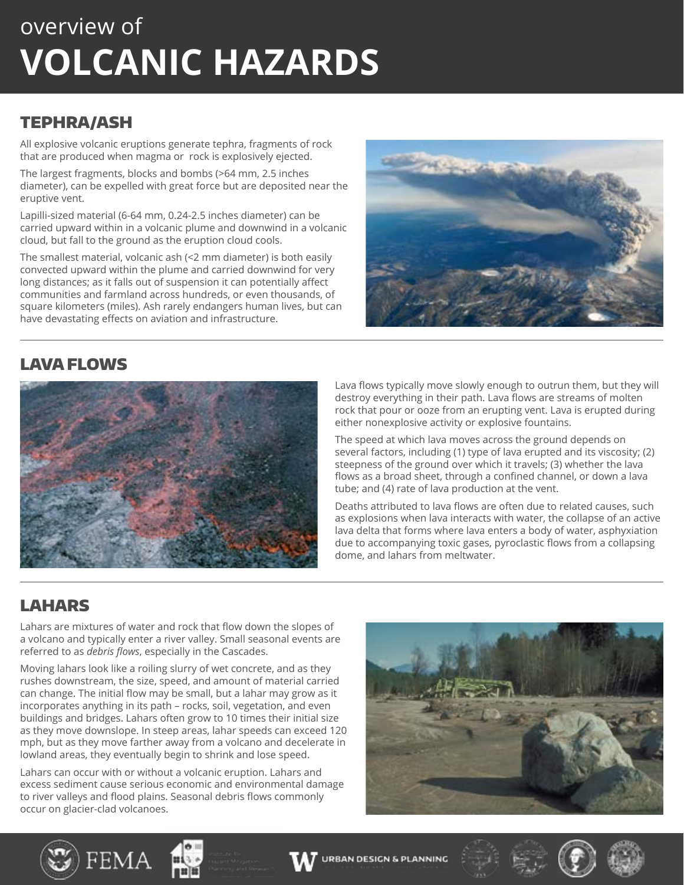# overview of **VOLCANIC HAZARDS**

## TEPHRA/ASH

All explosive volcanic eruptions generate tephra, fragments of rock that are produced when magma or rock is explosively ejected.

The largest fragments, blocks and bombs (>64 mm, 2.5 inches diameter), can be expelled with great force but are deposited near the eruptive vent.

Lapilli-sized material (6-64 mm, 0.24-2.5 inches diameter) can be carried upward within in a volcanic plume and downwind in a volcanic cloud, but fall to the ground as the eruption cloud cools.

The smallest material, volcanic ash (<2 mm diameter) is both easily convected upward within the plume and carried downwind for very long distances; as it falls out of suspension it can potentially affect communities and farmland across hundreds, or even thousands, of square kilometers (miles). Ash rarely endangers human lives, but can have devastating effects on aviation and infrastructure.

## LAVA FLOWS

Lava flows typically move slowly enough to outrun them, but they will destroy everything in their path. Lava flows are streams of molten rock that pour or ooze from an erupting vent. Lava is erupted during either nonexplosive activity or explosive fountains.

The speed at which lava moves across the ground depends on several factors, including (1) type of lava erupted and its viscosity; (2) steepness of the ground over which it travels; (3) whether the lava flows as a broad sheet, through a confined channel, or down a lava tube; and (4) rate of lava production at the vent.

Deaths attributed to lava flows are often due to related causes, such as explosions when lava interacts with water, the collapse of an active lava delta that forms where lava enters a body of water, asphyxiation due to accompanying toxic gases, pyroclastic flows from a collapsing dome, and lahars from meltwater.

## LAHARS

Lahars are mixtures of water and rock that flow down the slopes of a volcano and typically enter a river valley. Small seasonal events are referred to as *debris flows*, especially in the Cascades.

Moving lahars look like a roiling slurry of wet concrete, and as they rushes downstream, the size, speed, and amount of material carried can change. The initial flow may be small, but a lahar may grow as it incorporates anything in its path – rocks, soil, vegetation, and even buildings and bridges. Lahars often grow to 10 times their initial size as they move downslope. In steep areas, lahar speeds can exceed 120 mph, but as they move farther away from a volcano and decelerate in lowland areas, they eventually begin to shrink and lose speed.

Lahars can occur with or without a volcanic eruption. Lahars and excess sediment cause serious economic and environmental damage to river valleys and flood plains. Seasonal debris flows commonly occur on glacier-clad volcanoes.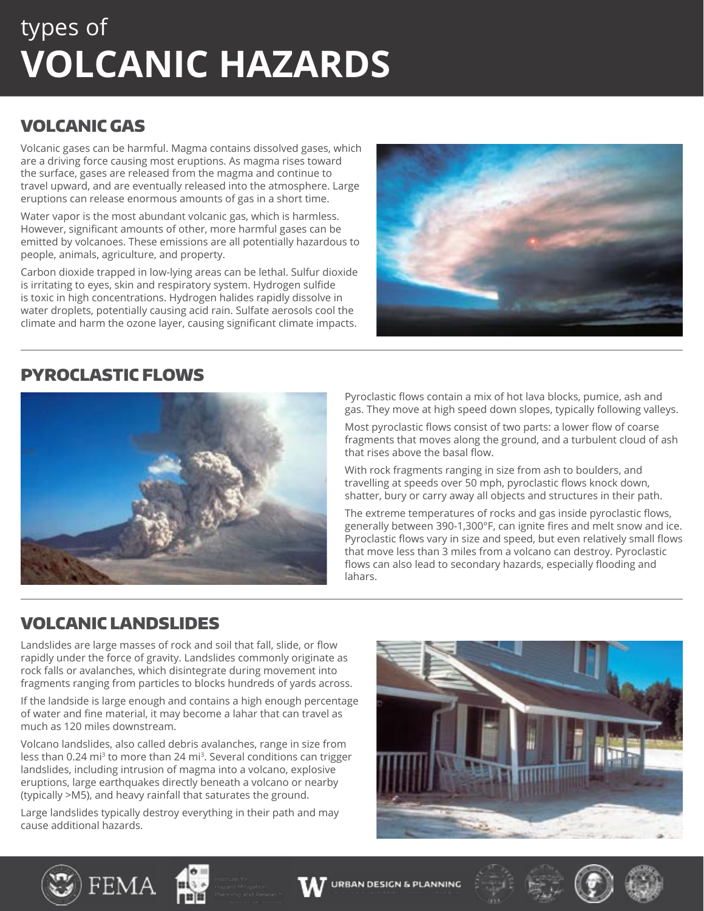# types of **VOLCANIC HAZARDS**

## VOLCANIC GAS

Volcanic gases can be harmful. Magma contains dissolved gases, which are a driving force causing most eruptions. As magma rises toward the surface, gases are released from the magma and continue to travel upward, and are eventually released into the atmosphere. Large eruptions can release enormous amounts of gas in a short time.

Water vapor is the most abundant volcanic gas, which is harmless. However, significant amounts of other, more harmful gases can be emitted by volcanoes. These emissions are all potentially hazardous to people, animals, agriculture, and property.

Carbon dioxide trapped in low-lying areas can be lethal. Sulfur dioxide is irritating to eyes, skin and respiratory system. Hydrogen sulfide is toxic in high concentrations. Hydrogen halides rapidly dissolve in water droplets, potentially causing acid rain. Sulfate aerosols cool the climate and harm the ozone layer, causing significant climate impacts.

## PYROCLASTIC FLOWS

Pyroclastic flows contain a mix of hot lava blocks, pumice, ash and gas. They move at high speed down slopes, typically following valleys.

Most pyroclastic flows consist of two parts: a lower flow of coarse fragments that moves along the ground, and a turbulent cloud of ash that rises above the basal flow.

With rock fragments ranging in size from ash to boulders, and travelling at speeds over 50 mph, pyroclastic flows knock down, shatter, bury or carry away all objects and structures in their path.

The extreme temperatures of rocks and gas inside pyroclastic flows, generally between 390-1,300°F, can ignite fires and melt snow and ice. Pyroclastic flows vary in size and speed, but even relatively small flows that move less than 3 miles from a volcano can destroy. Pyroclastic flows can also lead to secondary hazards, especially flooding and lahars.

## VOLCANIC LANDSLIDES

Landslides are large masses of rock and soil that fall, slide, or flow rapidly under the force of gravity. Landslides commonly originate as rock falls or avalanches, which disintegrate during movement into fragments ranging from particles to blocks hundreds of yards across.

If the landside is large enough and contains a high enough percentage of water and fine material, it may become a lahar that can travel as much as 120 miles downstream.

Volcano landslides, also called debris avalanches, range in size from less than 0.24 $mi^3$ to more than 24 $mi^3$. Several conditions can trigger landslides, including intrusion of magma into a volcano, explosive eruptions, large earthquakes directly beneath a volcano or nearby (typically >M5), and heavy rainfall that saturates the ground.

Large landslides typically destroy everything in their path and may cause additional hazards.